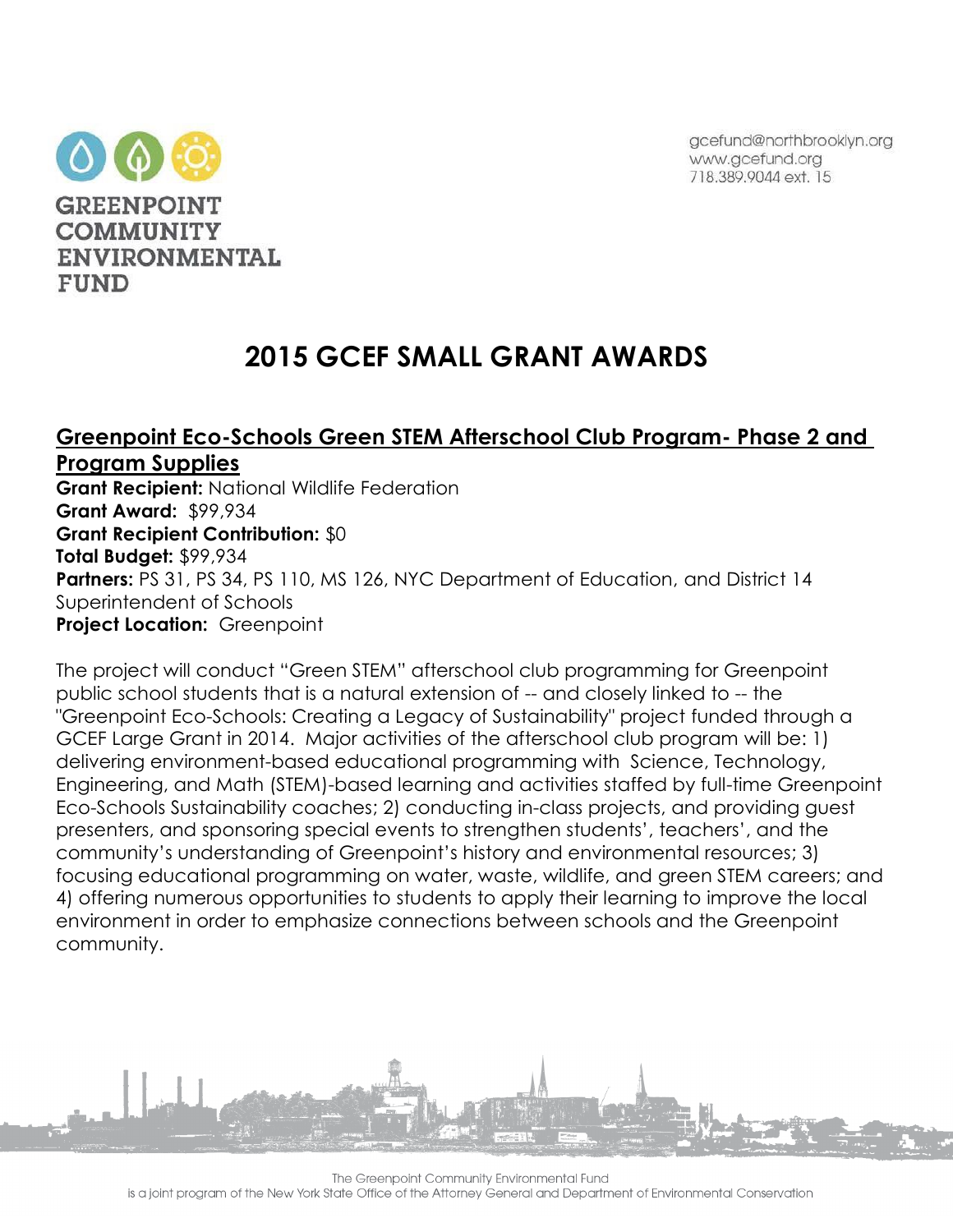**GREENPOINT COMMUNITY ENVIRONMENTAL FUND**

gcefund@northbrooklyn.org
www.gcefund.org
718.389.9044 ext. 15

# 2015 GCEF SMALL GRANT AWARDS

## Greenpoint Eco-Schools Green STEM Afterschool Club Program- Phase 2 and Program Supplies

**Grant Recipient:** National Wildlife Federation
**Grant Award:** $99,934
**Grant Recipient Contribution:** $0
**Total Budget:** $99,934
**Partners:** PS 31, PS 34, PS 110, MS 126, NYC Department of Education, and District 14 Superintendent of Schools
**Project Location:** Greenpoint

The project will conduct "Green STEM" afterschool club programming for Greenpoint public school students that is a natural extension of -- and closely linked to -- the "Greenpoint Eco-Schools: Creating a Legacy of Sustainability" project funded through a GCEF Large Grant in 2014. Major activities of the afterschool club program will be: 1) delivering environment-based educational programming with Science, Technology, Engineering, and Math (STEM)-based learning and activities staffed by full-time Greenpoint Eco-Schools Sustainability coaches; 2) conducting in-class projects, and providing guest presenters, and sponsoring special events to strengthen students', teachers', and the community's understanding of Greenpoint's history and environmental resources; 3) focusing educational programming on water, waste, wildlife, and green STEM careers; and 4) offering numerous opportunities to students to apply their learning to improve the local environment in order to emphasize connections between schools and the Greenpoint community.

The Greenpoint Community Environmental Fund
is a joint program of the New York State Office of the Attorney General and Department of Environmental Conservation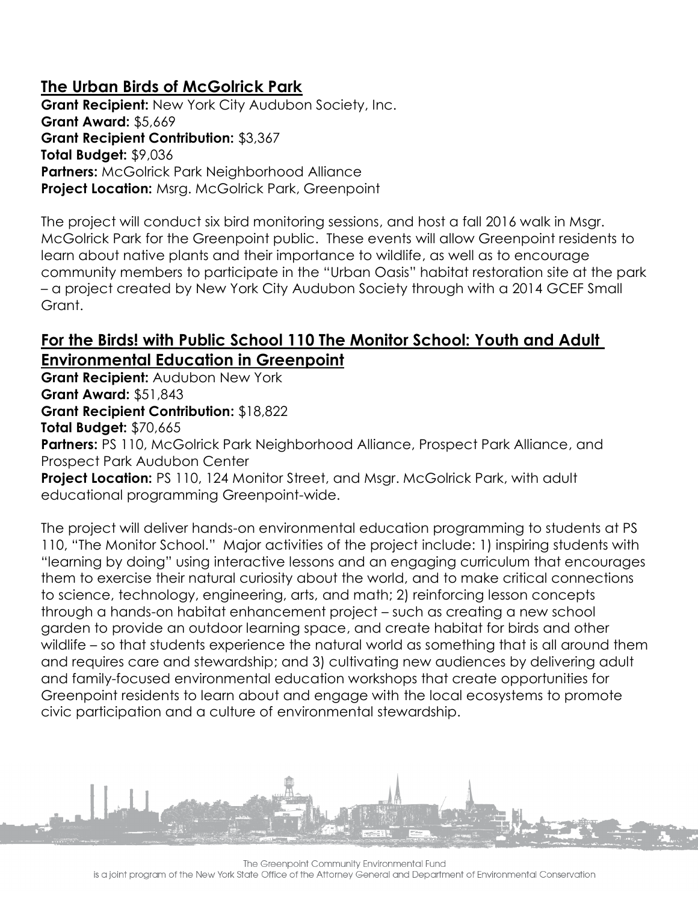## The Urban Birds of McGolrick Park

**Grant Recipient:** New York City Audubon Society, Inc.
**Grant Award:** $5,669
**Grant Recipient Contribution:** $3,367
**Total Budget:** $9,036
**Partners:** McGolrick Park Neighborhood Alliance
**Project Location:** Msrg. McGolrick Park, Greenpoint

The project will conduct six bird monitoring sessions, and host a fall 2016 walk in Msgr. McGolrick Park for the Greenpoint public. These events will allow Greenpoint residents to learn about native plants and their importance to wildlife, as well as to encourage community members to participate in the "Urban Oasis" habitat restoration site at the park – a project created by New York City Audubon Society through with a 2014 GCEF Small Grant.

## For the Birds! with Public School 110 The Monitor School: Youth and Adult Environmental Education in Greenpoint

**Grant Recipient:** Audubon New York
**Grant Award:** $51,843
**Grant Recipient Contribution:** $18,822
**Total Budget:** $70,665
**Partners:** PS 110, McGolrick Park Neighborhood Alliance, Prospect Park Alliance, and Prospect Park Audubon Center
**Project Location:** PS 110, 124 Monitor Street, and Msgr. McGolrick Park, with adult educational programming Greenpoint-wide.

The project will deliver hands-on environmental education programming to students at PS 110, "The Monitor School." Major activities of the project include: 1) inspiring students with "learning by doing" using interactive lessons and an engaging curriculum that encourages them to exercise their natural curiosity about the world, and to make critical connections to science, technology, engineering, arts, and math; 2) reinforcing lesson concepts through a hands-on habitat enhancement project – such as creating a new school garden to provide an outdoor learning space, and create habitat for birds and other wildlife – so that students experience the natural world as something that is all around them and requires care and stewardship; and 3) cultivating new audiences by delivering adult and family-focused environmental education workshops that create opportunities for Greenpoint residents to learn about and engage with the local ecosystems to promote civic participation and a culture of environmental stewardship.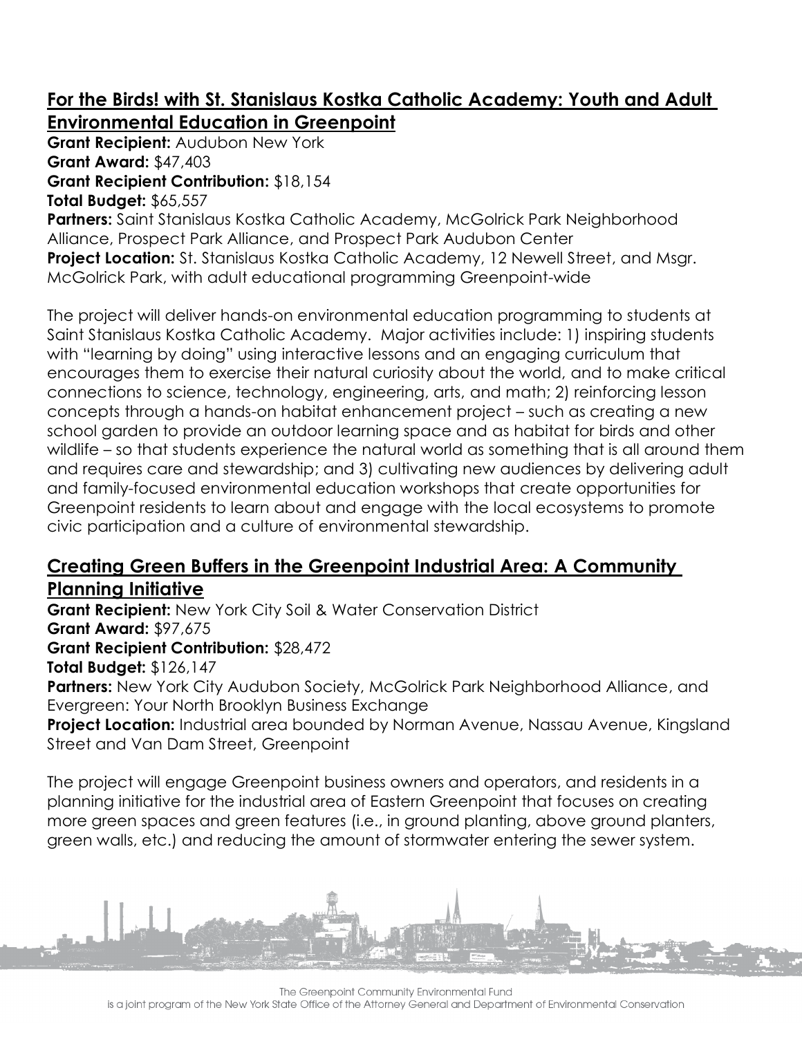## For the Birds! with St. Stanislaus Kostka Catholic Academy: Youth and Adult Environmental Education in Greenpoint

**Grant Recipient:** Audubon New York
**Grant Award:** $47,403
**Grant Recipient Contribution:** $18,154
**Total Budget:** $65,557
**Partners:** Saint Stanislaus Kostka Catholic Academy, McGolrick Park Neighborhood Alliance, Prospect Park Alliance, and Prospect Park Audubon Center
**Project Location:** St. Stanislaus Kostka Catholic Academy, 12 Newell Street, and Msgr. McGolrick Park, with adult educational programming Greenpoint-wide

The project will deliver hands-on environmental education programming to students at Saint Stanislaus Kostka Catholic Academy. Major activities include: 1) inspiring students with "learning by doing" using interactive lessons and an engaging curriculum that encourages them to exercise their natural curiosity about the world, and to make critical connections to science, technology, engineering, arts, and math; 2) reinforcing lesson concepts through a hands-on habitat enhancement project – such as creating a new school garden to provide an outdoor learning space and as habitat for birds and other wildlife – so that students experience the natural world as something that is all around them and requires care and stewardship; and 3) cultivating new audiences by delivering adult and family-focused environmental education workshops that create opportunities for Greenpoint residents to learn about and engage with the local ecosystems to promote civic participation and a culture of environmental stewardship.

## Creating Green Buffers in the Greenpoint Industrial Area: A Community Planning Initiative

**Grant Recipient:** New York City Soil & Water Conservation District
**Grant Award:** $97,675
**Grant Recipient Contribution:** $28,472
**Total Budget:** $126,147
**Partners:** New York City Audubon Society, McGolrick Park Neighborhood Alliance, and Evergreen: Your North Brooklyn Business Exchange
**Project Location:** Industrial area bounded by Norman Avenue, Nassau Avenue, Kingsland Street and Van Dam Street, Greenpoint

The project will engage Greenpoint business owners and operators, and residents in a planning initiative for the industrial area of Eastern Greenpoint that focuses on creating more green spaces and green features (i.e., in ground planting, above ground planters, green walls, etc.) and reducing the amount of stormwater entering the sewer system.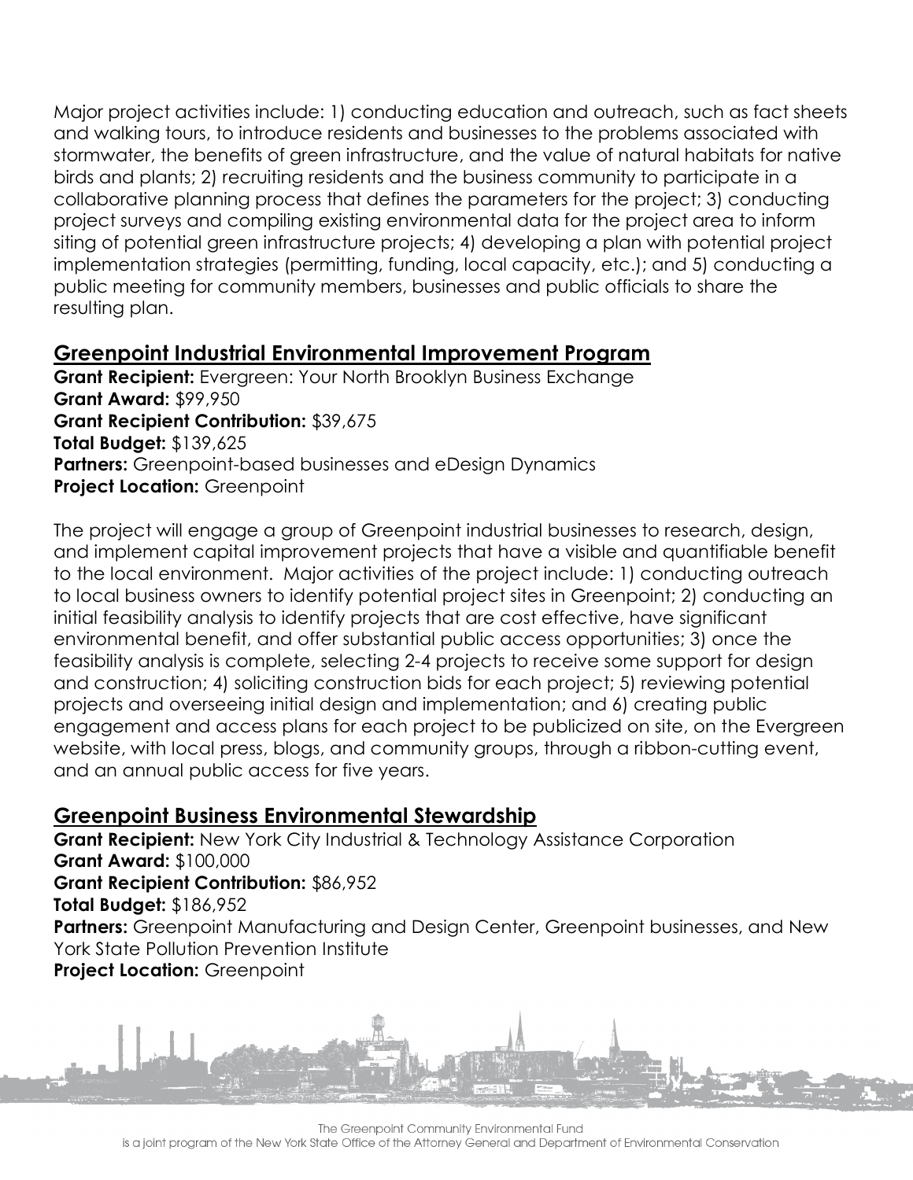Major project activities include: 1) conducting education and outreach, such as fact sheets and walking tours, to introduce residents and businesses to the problems associated with stormwater, the benefits of green infrastructure, and the value of natural habitats for native birds and plants; 2) recruiting residents and the business community to participate in a collaborative planning process that defines the parameters for the project; 3) conducting project surveys and compiling existing environmental data for the project area to inform siting of potential green infrastructure projects; 4) developing a plan with potential project implementation strategies (permitting, funding, local capacity, etc.); and 5) conducting a public meeting for community members, businesses and public officials to share the resulting plan.

## Greenpoint Industrial Environmental Improvement Program

**Grant Recipient:** Evergreen: Your North Brooklyn Business Exchange
**Grant Award:** $99,950
**Grant Recipient Contribution:** $39,675
**Total Budget:** $139,625
**Partners:** Greenpoint-based businesses and eDesign Dynamics
**Project Location:** Greenpoint

The project will engage a group of Greenpoint industrial businesses to research, design, and implement capital improvement projects that have a visible and quantifiable benefit to the local environment. Major activities of the project include: 1) conducting outreach to local business owners to identify potential project sites in Greenpoint; 2) conducting an initial feasibility analysis to identify projects that are cost effective, have significant environmental benefit, and offer substantial public access opportunities; 3) once the feasibility analysis is complete, selecting 2-4 projects to receive some support for design and construction; 4) soliciting construction bids for each project; 5) reviewing potential projects and overseeing initial design and implementation; and 6) creating public engagement and access plans for each project to be publicized on site, on the Evergreen website, with local press, blogs, and community groups, through a ribbon-cutting event, and an annual public access for five years.

## Greenpoint Business Environmental Stewardship

**Grant Recipient:** New York City Industrial & Technology Assistance Corporation
**Grant Award:** $100,000
**Grant Recipient Contribution:** $86,952
**Total Budget:** $186,952
**Partners:** Greenpoint Manufacturing and Design Center, Greenpoint businesses, and New York State Pollution Prevention Institute
**Project Location:** Greenpoint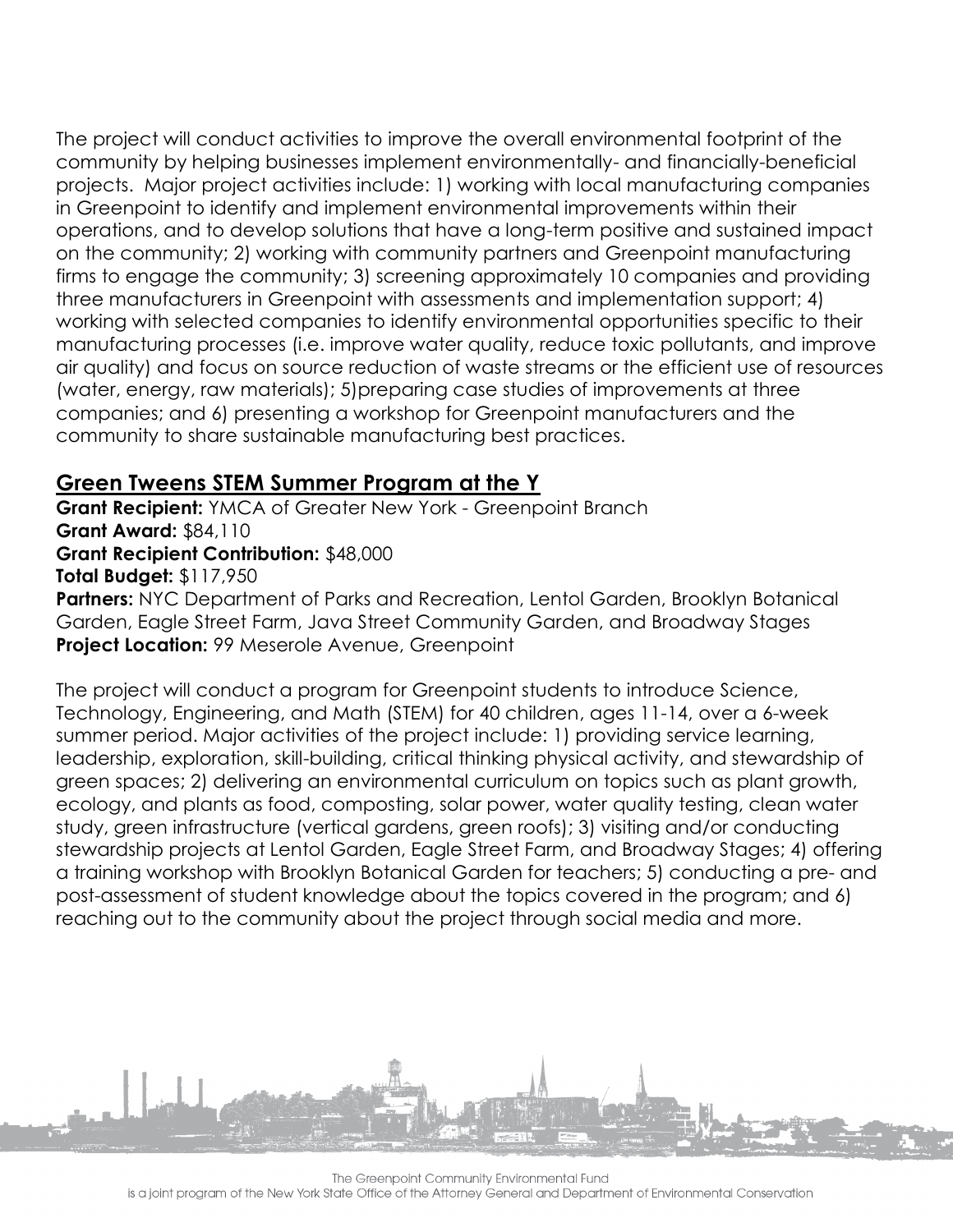The project will conduct activities to improve the overall environmental footprint of the community by helping businesses implement environmentally- and financially-beneficial projects. Major project activities include: 1) working with local manufacturing companies in Greenpoint to identify and implement environmental improvements within their operations, and to develop solutions that have a long-term positive and sustained impact on the community; 2) working with community partners and Greenpoint manufacturing firms to engage the community; 3) screening approximately 10 companies and providing three manufacturers in Greenpoint with assessments and implementation support; 4) working with selected companies to identify environmental opportunities specific to their manufacturing processes (i.e. improve water quality, reduce toxic pollutants, and improve air quality) and focus on source reduction of waste streams or the efficient use of resources (water, energy, raw materials); 5)preparing case studies of improvements at three companies; and 6) presenting a workshop for Greenpoint manufacturers and the community to share sustainable manufacturing best practices.

## Green Tweens STEM Summer Program at the Y

**Grant Recipient:** YMCA of Greater New York - Greenpoint Branch
**Grant Award:** $84,110
**Grant Recipient Contribution:** $48,000
**Total Budget:** $117,950
**Partners:** NYC Department of Parks and Recreation, Lentol Garden, Brooklyn Botanical Garden, Eagle Street Farm, Java Street Community Garden, and Broadway Stages
**Project Location:** 99 Meserole Avenue, Greenpoint

The project will conduct a program for Greenpoint students to introduce Science, Technology, Engineering, and Math (STEM) for 40 children, ages 11-14, over a 6-week summer period. Major activities of the project include: 1) providing service learning, leadership, exploration, skill-building, critical thinking physical activity, and stewardship of green spaces; 2) delivering an environmental curriculum on topics such as plant growth, ecology, and plants as food, composting, solar power, water quality testing, clean water study, green infrastructure (vertical gardens, green roofs); 3) visiting and/or conducting stewardship projects at Lentol Garden, Eagle Street Farm, and Broadway Stages; 4) offering a training workshop with Brooklyn Botanical Garden for teachers; 5) conducting a pre- and post-assessment of student knowledge about the topics covered in the program; and 6) reaching out to the community about the project through social media and more.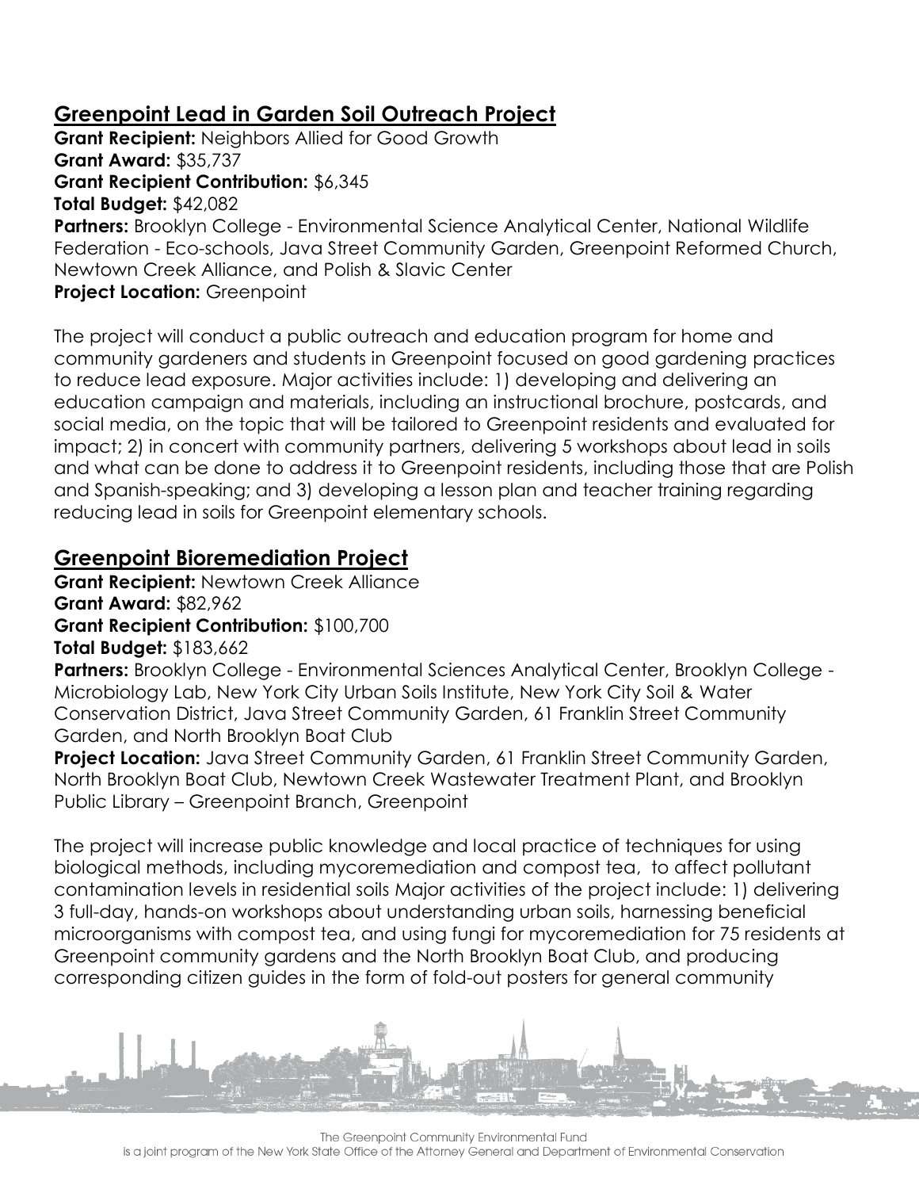## Greenpoint Lead in Garden Soil Outreach Project

**Grant Recipient:** Neighbors Allied for Good Growth
**Grant Award:** $35,737
**Grant Recipient Contribution:** $6,345
**Total Budget:** $42,082
**Partners:** Brooklyn College - Environmental Science Analytical Center, National Wildlife Federation - Eco-schools, Java Street Community Garden, Greenpoint Reformed Church, Newtown Creek Alliance, and Polish & Slavic Center
**Project Location:** Greenpoint

The project will conduct a public outreach and education program for home and community gardeners and students in Greenpoint focused on good gardening practices to reduce lead exposure. Major activities include: 1) developing and delivering an education campaign and materials, including an instructional brochure, postcards, and social media, on the topic that will be tailored to Greenpoint residents and evaluated for impact; 2) in concert with community partners, delivering 5 workshops about lead in soils and what can be done to address it to Greenpoint residents, including those that are Polish and Spanish-speaking; and 3) developing a lesson plan and teacher training regarding reducing lead in soils for Greenpoint elementary schools.

## Greenpoint Bioremediation Project

**Grant Recipient:** Newtown Creek Alliance
**Grant Award:** $82,962
**Grant Recipient Contribution:** $100,700
**Total Budget:** $183,662
**Partners:** Brooklyn College - Environmental Sciences Analytical Center, Brooklyn College - Microbiology Lab, New York City Urban Soils Institute, New York City Soil & Water Conservation District, Java Street Community Garden, 61 Franklin Street Community Garden, and North Brooklyn Boat Club
**Project Location:** Java Street Community Garden, 61 Franklin Street Community Garden, North Brooklyn Boat Club, Newtown Creek Wastewater Treatment Plant, and Brooklyn Public Library – Greenpoint Branch, Greenpoint

The project will increase public knowledge and local practice of techniques for using biological methods, including mycoremediation and compost tea, to affect pollutant contamination levels in residential soils Major activities of the project include: 1) delivering 3 full-day, hands-on workshops about understanding urban soils, harnessing beneficial microorganisms with compost tea, and using fungi for mycoremediation for 75 residents at Greenpoint community gardens and the North Brooklyn Boat Club, and producing corresponding citizen guides in the form of fold-out posters for general community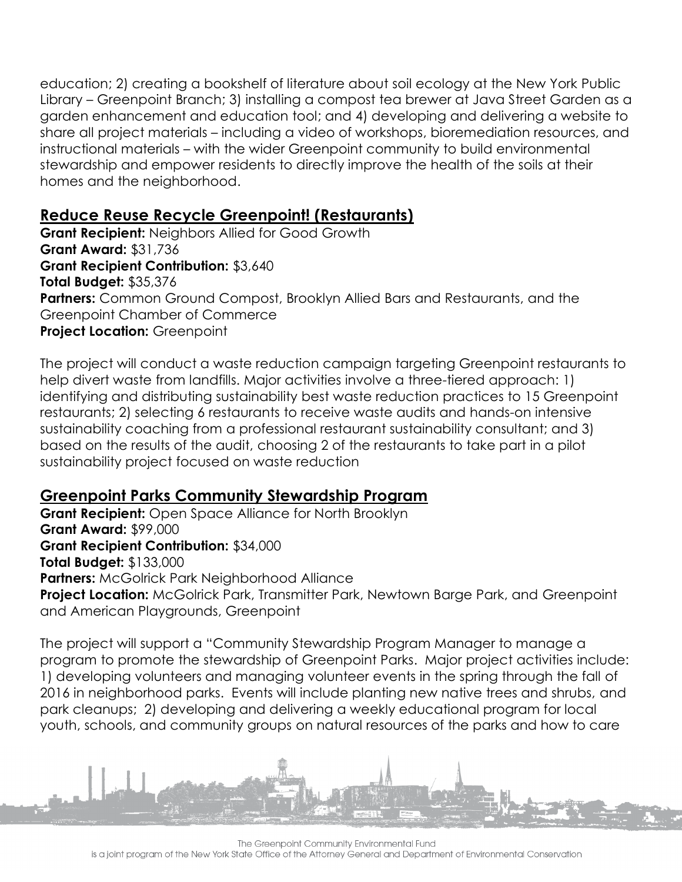education; 2) creating a bookshelf of literature about soil ecology at the New York Public Library – Greenpoint Branch; 3) installing a compost tea brewer at Java Street Garden as a garden enhancement and education tool; and 4) developing and delivering a website to share all project materials – including a video of workshops, bioremediation resources, and instructional materials – with the wider Greenpoint community to build environmental stewardship and empower residents to directly improve the health of the soils at their homes and the neighborhood.

## Reduce Reuse Recycle Greenpoint! (Restaurants)

**Grant Recipient:** Neighbors Allied for Good Growth
**Grant Award:** $31,736
**Grant Recipient Contribution:** $3,640
**Total Budget:** $35,376
**Partners:** Common Ground Compost, Brooklyn Allied Bars and Restaurants, and the Greenpoint Chamber of Commerce
**Project Location:** Greenpoint

The project will conduct a waste reduction campaign targeting Greenpoint restaurants to help divert waste from landfills. Major activities involve a three-tiered approach: 1) identifying and distributing sustainability best waste reduction practices to 15 Greenpoint restaurants; 2) selecting 6 restaurants to receive waste audits and hands-on intensive sustainability coaching from a professional restaurant sustainability consultant; and 3) based on the results of the audit, choosing 2 of the restaurants to take part in a pilot sustainability project focused on waste reduction

## Greenpoint Parks Community Stewardship Program

**Grant Recipient:** Open Space Alliance for North Brooklyn
**Grant Award:** $99,000
**Grant Recipient Contribution:** $34,000
**Total Budget:** $133,000
**Partners:** McGolrick Park Neighborhood Alliance
**Project Location:** McGolrick Park, Transmitter Park, Newtown Barge Park, and Greenpoint and American Playgrounds, Greenpoint

The project will support a "Community Stewardship Program Manager to manage a program to promote the stewardship of Greenpoint Parks. Major project activities include: 1) developing volunteers and managing volunteer events in the spring through the fall of 2016 in neighborhood parks. Events will include planting new native trees and shrubs, and park cleanups; 2) developing and delivering a weekly educational program for local youth, schools, and community groups on natural resources of the parks and how to care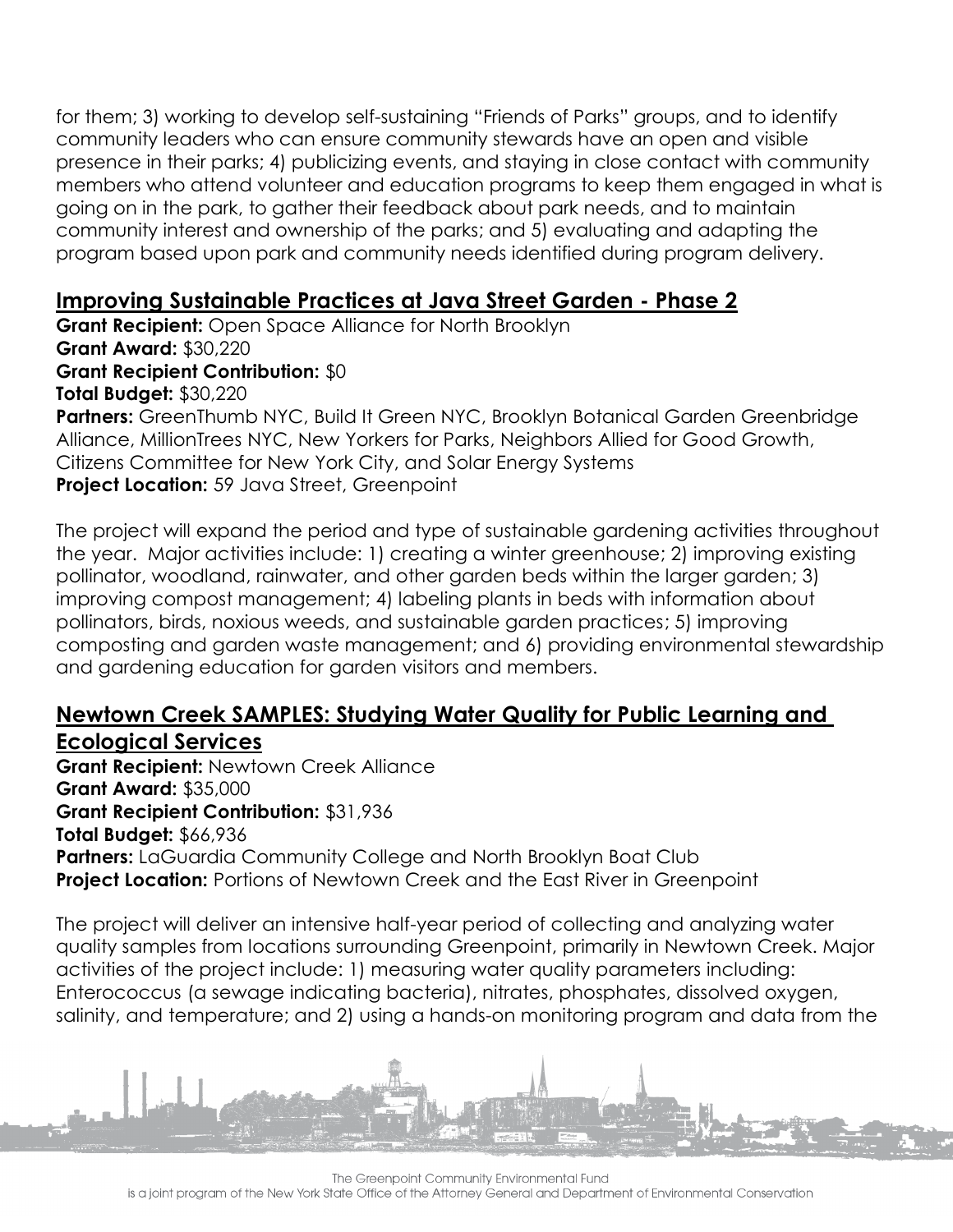for them; 3) working to develop self-sustaining "Friends of Parks" groups, and to identify community leaders who can ensure community stewards have an open and visible presence in their parks; 4) publicizing events, and staying in close contact with community members who attend volunteer and education programs to keep them engaged in what is going on in the park, to gather their feedback about park needs, and to maintain community interest and ownership of the parks; and 5) evaluating and adapting the program based upon park and community needs identified during program delivery.

## Improving Sustainable Practices at Java Street Garden - Phase 2

**Grant Recipient:** Open Space Alliance for North Brooklyn
**Grant Award:** $30,220
**Grant Recipient Contribution:** $0
**Total Budget:** $30,220
**Partners:** GreenThumb NYC, Build It Green NYC, Brooklyn Botanical Garden Greenbridge Alliance, MillionTrees NYC, New Yorkers for Parks, Neighbors Allied for Good Growth, Citizens Committee for New York City, and Solar Energy Systems
**Project Location:** 59 Java Street, Greenpoint

The project will expand the period and type of sustainable gardening activities throughout the year. Major activities include: 1) creating a winter greenhouse; 2) improving existing pollinator, woodland, rainwater, and other garden beds within the larger garden; 3) improving compost management; 4) labeling plants in beds with information about pollinators, birds, noxious weeds, and sustainable garden practices; 5) improving composting and garden waste management; and 6) providing environmental stewardship and gardening education for garden visitors and members.

## Newtown Creek SAMPLES: Studying Water Quality for Public Learning and Ecological Services

**Grant Recipient:** Newtown Creek Alliance
**Grant Award:** $35,000
**Grant Recipient Contribution:** $31,936
**Total Budget:** $66,936
**Partners:** LaGuardia Community College and North Brooklyn Boat Club
**Project Location:** Portions of Newtown Creek and the East River in Greenpoint

The project will deliver an intensive half-year period of collecting and analyzing water quality samples from locations surrounding Greenpoint, primarily in Newtown Creek. Major activities of the project include: 1) measuring water quality parameters including: Enterococcus (a sewage indicating bacteria), nitrates, phosphates, dissolved oxygen, salinity, and temperature; and 2) using a hands-on monitoring program and data from the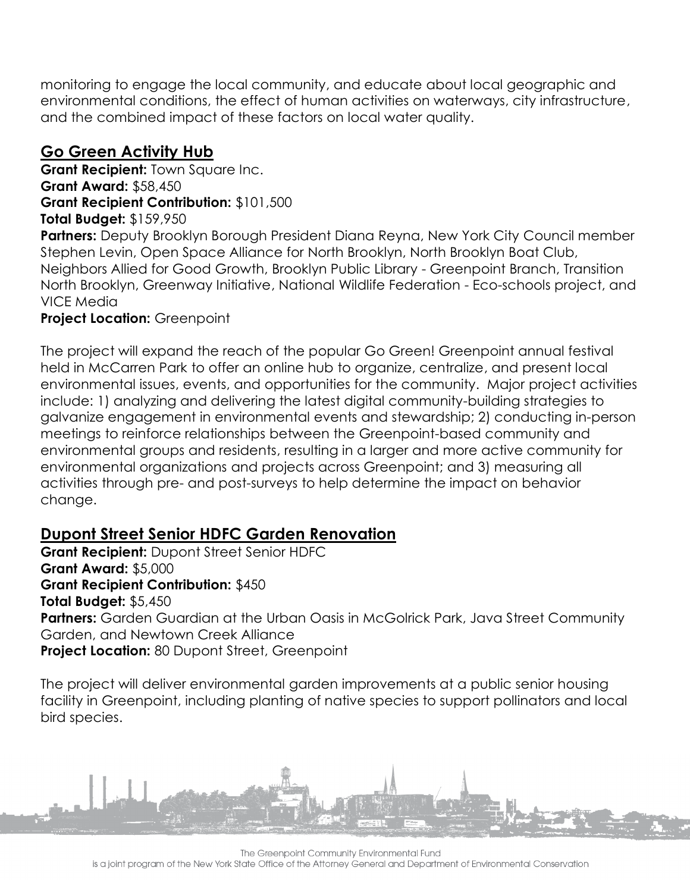monitoring to engage the local community, and educate about local geographic and environmental conditions, the effect of human activities on waterways, city infrastructure, and the combined impact of these factors on local water quality.

## Go Green Activity Hub

**Grant Recipient:** Town Square Inc.
**Grant Award:** $58,450
**Grant Recipient Contribution:** $101,500
**Total Budget:** $159,950
**Partners:** Deputy Brooklyn Borough President Diana Reyna, New York City Council member Stephen Levin, Open Space Alliance for North Brooklyn, North Brooklyn Boat Club, Neighbors Allied for Good Growth, Brooklyn Public Library - Greenpoint Branch, Transition North Brooklyn, Greenway Initiative, National Wildlife Federation - Eco-schools project, and VICE Media
**Project Location:** Greenpoint

The project will expand the reach of the popular Go Green! Greenpoint annual festival held in McCarren Park to offer an online hub to organize, centralize, and present local environmental issues, events, and opportunities for the community. Major project activities include: 1) analyzing and delivering the latest digital community-building strategies to galvanize engagement in environmental events and stewardship; 2) conducting in-person meetings to reinforce relationships between the Greenpoint-based community and environmental groups and residents, resulting in a larger and more active community for environmental organizations and projects across Greenpoint; and 3) measuring all activities through pre- and post-surveys to help determine the impact on behavior change.

## Dupont Street Senior HDFC Garden Renovation

**Grant Recipient:** Dupont Street Senior HDFC
**Grant Award:** $5,000
**Grant Recipient Contribution:** $450
**Total Budget:** $5,450
**Partners:** Garden Guardian at the Urban Oasis in McGolrick Park, Java Street Community Garden, and Newtown Creek Alliance
**Project Location:** 80 Dupont Street, Greenpoint

The project will deliver environmental garden improvements at a public senior housing facility in Greenpoint, including planting of native species to support pollinators and local bird species.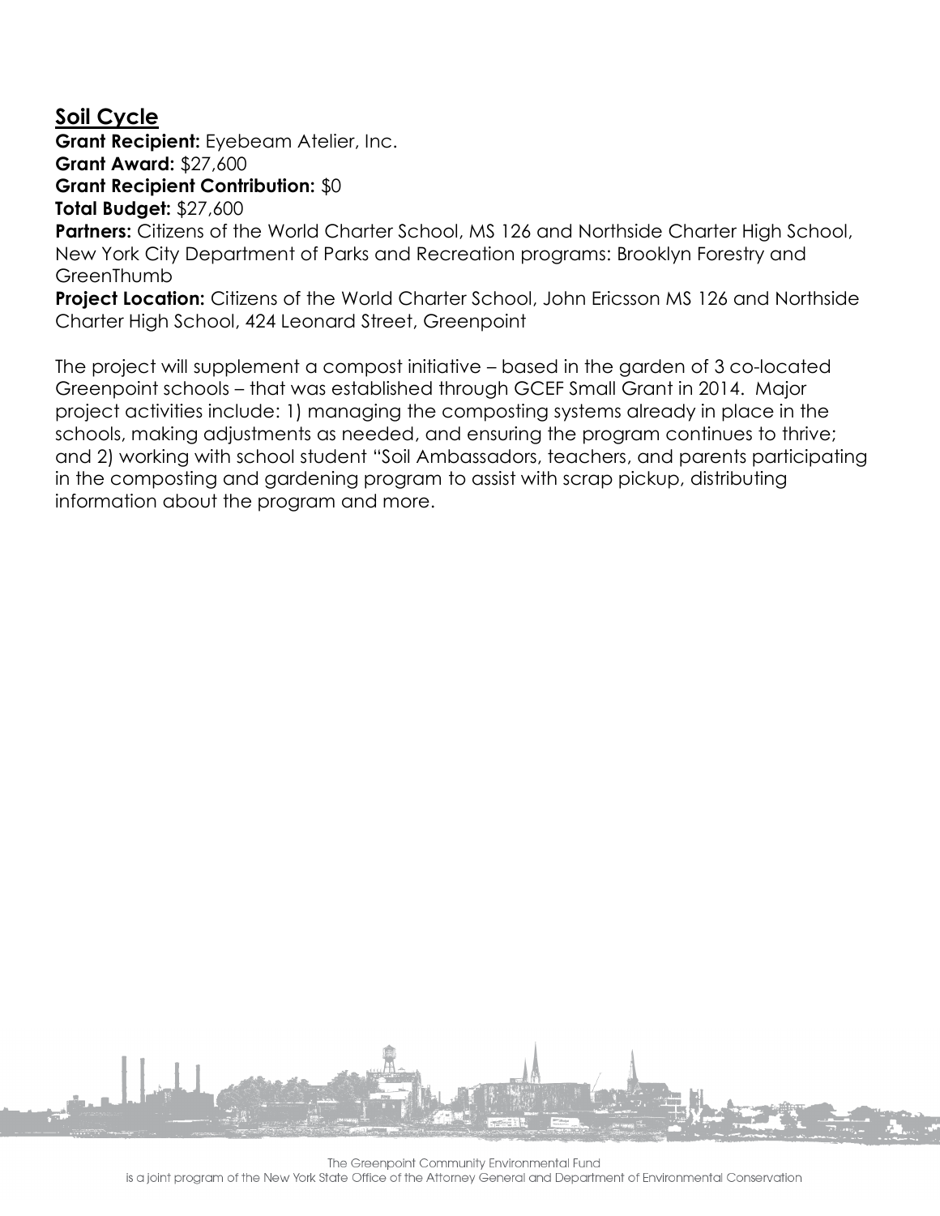## Soil Cycle

**Grant Recipient:** Eyebeam Atelier, Inc.
**Grant Award:** $27,600
**Grant Recipient Contribution:** $0
**Total Budget:** $27,600
**Partners:** Citizens of the World Charter School, MS 126 and Northside Charter High School, New York City Department of Parks and Recreation programs: Brooklyn Forestry and GreenThumb
**Project Location:** Citizens of the World Charter School, John Ericsson MS 126 and Northside Charter High School, 424 Leonard Street, Greenpoint

The project will supplement a compost initiative – based in the garden of 3 co-located Greenpoint schools – that was established through GCEF Small Grant in 2014. Major project activities include: 1) managing the composting systems already in place in the schools, making adjustments as needed, and ensuring the program continues to thrive; and 2) working with school student "Soil Ambassadors, teachers, and parents participating in the composting and gardening program to assist with scrap pickup, distributing information about the program and more.